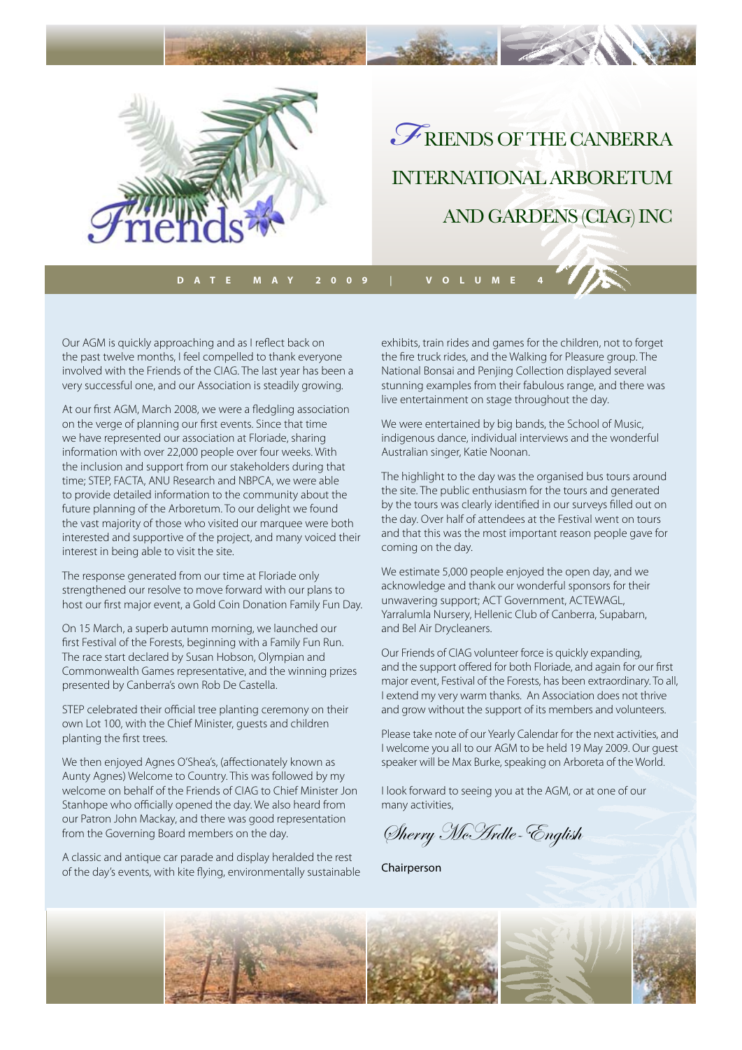# Friends of the Canberra International Arboretum and Gardens (CIAG) Inc

**DATE MAY 2009 | VOLUME 4**

Our AGM is quickly approaching and as I reflect back on the past twelve months, I feel compelled to thank everyone involved with the Friends of the CIAG. The last year has been a very successful one, and our Association is steadily growing.

At our first AGM, March 2008, we were a fledgling association on the verge of planning our first events. Since that time we have represented our association at Floriade, sharing information with over 22,000 people over four weeks. With the inclusion and support from our stakeholders during that time; STEP, FACTA, ANU Research and NBPCA, we were able to provide detailed information to the community about the future planning of the Arboretum. To our delight we found the vast majority of those who visited our marquee were both interested and supportive of the project, and many voiced their interest in being able to visit the site.

The response generated from our time at Floriade only strengthened our resolve to move forward with our plans to host our first major event, a Gold Coin Donation Family Fun Day.

On 15 March, a superb autumn morning, we launched our first Festival of the Forests, beginning with a Family Fun Run. The race start declared by Susan Hobson, Olympian and Commonwealth Games representative, and the winning prizes presented by Canberra's own Rob De Castella.

STEP celebrated their official tree planting ceremony on their own Lot 100, with the Chief Minister, guests and children planting the first trees.

We then enjoyed Agnes O'Shea's, (affectionately known as Aunty Agnes) Welcome to Country. This was followed by my welcome on behalf of the Friends of CIAG to Chief Minister Jon Stanhope who officially opened the day. We also heard from our Patron John Mackay, and there was good representation from the Governing Board members on the day.

A classic and antique car parade and display heralded the rest of the day's events, with kite flying, environmentally sustainable exhibits, train rides and games for the children, not to forget the fire truck rides, and the Walking for Pleasure group. The National Bonsai and Penjing Collection displayed several stunning examples from their fabulous range, and there was live entertainment on stage throughout the day.

We were entertained by big bands, the School of Music, indigenous dance, individual interviews and the wonderful Australian singer, Katie Noonan.

The highlight to the day was the organised bus tours around the site. The public enthusiasm for the tours and generated by the tours was clearly identified in our surveys filled out on the day. Over half of attendees at the Festival went on tours and that this was the most important reason people gave for coming on the day.

We estimate 5,000 people enjoyed the open day, and we acknowledge and thank our wonderful sponsors for their unwavering support; ACT Government, ACTEWAGL, Yarralumla Nursery, Hellenic Club of Canberra, Supabarn, and Bel Air Drycleaners.

Our Friends of CIAG volunteer force is quickly expanding, and the support offered for both Floriade, and again for our first major event, Festival of the Forests, has been extraordinary. To all, I extend my very warm thanks. An Association does not thrive and grow without the support of its members and volunteers.

Please take note of our Yearly Calendar for the next activities, and I welcome you all to our AGM to be held 19 May 2009. Our guest speaker will be Max Burke, speaking on Arboreta of the World.

I look forward to seeing you at the AGM, or at one of our many activities,

*Sherry McArdle-English*

Chairperson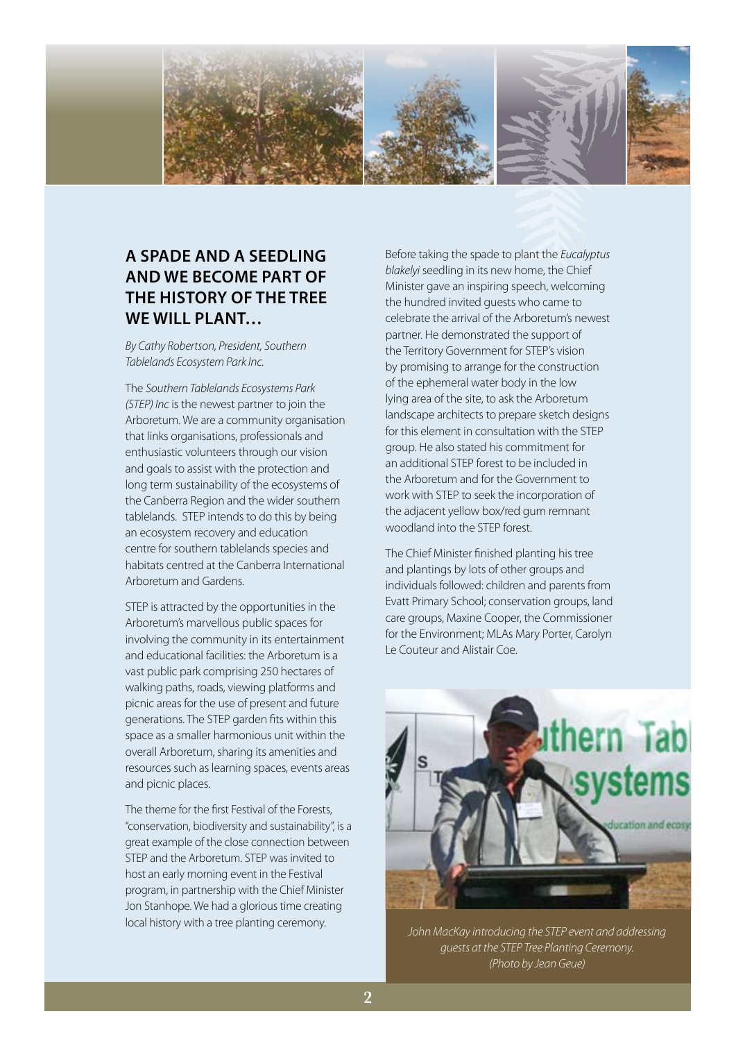## A SPADE AND A SEEDLING AND WE BECOME PART OF THE HISTORY OF THE TREE WE WILL PLANT…

*By Cathy Robertson, President, Southern Tablelands Ecosystem Park Inc.*

The *Southern Tablelands Ecosystems Park (STEP) Inc* is the newest partner to join the Arboretum. We are a community organisation that links organisations, professionals and enthusiastic volunteers through our vision and goals to assist with the protection and long term sustainability of the ecosystems of the Canberra Region and the wider southern tablelands. STEP intends to do this by being an ecosystem recovery and education centre for southern tablelands species and habitats centred at the Canberra International Arboretum and Gardens.

STEP is attracted by the opportunities in the Arboretum's marvellous public spaces for involving the community in its entertainment and educational facilities: the Arboretum is a vast public park comprising 250 hectares of walking paths, roads, viewing platforms and picnic areas for the use of present and future generations. The STEP garden fits within this space as a smaller harmonious unit within the overall Arboretum, sharing its amenities and resources such as learning spaces, events areas and picnic places.

The theme for the first Festival of the Forests, "conservation, biodiversity and sustainability", is a great example of the close connection between STEP and the Arboretum. STEP was invited to host an early morning event in the Festival program, in partnership with the Chief Minister Jon Stanhope. We had a glorious time creating local history with a tree planting ceremony.

Before taking the spade to plant the *Eucalyptus blakelyi* seedling in its new home, the Chief Minister gave an inspiring speech, welcoming the hundred invited guests who came to celebrate the arrival of the Arboretum's newest partner. He demonstrated the support of the Territory Government for STEP's vision by promising to arrange for the construction of the ephemeral water body in the low lying area of the site, to ask the Arboretum landscape architects to prepare sketch designs for this element in consultation with the STEP group. He also stated his commitment for an additional STEP forest to be included in the Arboretum and for the Government to work with STEP to seek the incorporation of the adjacent yellow box/red gum remnant woodland into the STEP forest.

The Chief Minister finished planting his tree and plantings by lots of other groups and individuals followed: children and parents from Evatt Primary School; conservation groups, land care groups, Maxine Cooper, the Commissioner for the Environment; MLAs Mary Porter, Carolyn Le Couteur and Alistair Coe.

*John MacKay introducing the STEP event and addressing guests at the STEP Tree Planting Ceremony. (Photo by Jean Geue)*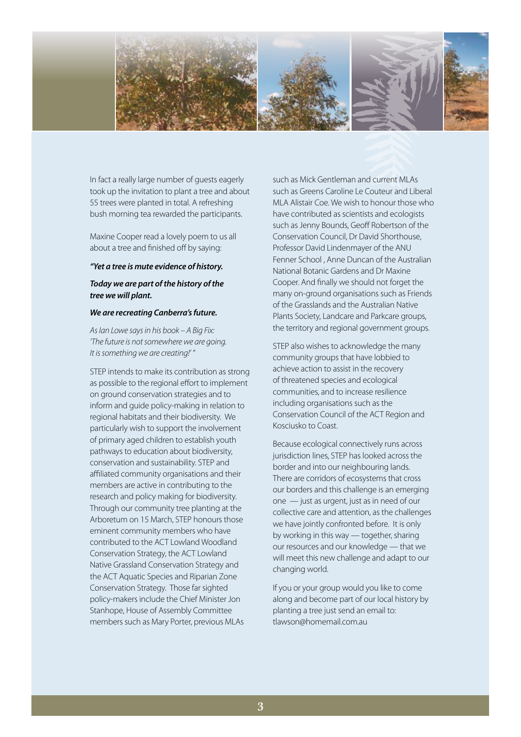In fact a really large number of guests eagerly took up the invitation to plant a tree and about 55 trees were planted in total. A refreshing bush morning tea rewarded the participants.

Maxine Cooper read a lovely poem to us all about a tree and finished off by saying:

***"Yet a tree is mute evidence of history.***

***Today we are part of the history of the tree we will plant.***

***We are recreating Canberra's future.***

*As Ian Lowe says in his book – A Big Fix: 'The future is not somewhere we are going. It is something we are creating!' "*

STEP intends to make its contribution as strong as possible to the regional effort to implement on ground conservation strategies and to inform and guide policy-making in relation to regional habitats and their biodiversity. We particularly wish to support the involvement of primary aged children to establish youth pathways to education about biodiversity, conservation and sustainability. STEP and affiliated community organisations and their members are active in contributing to the research and policy making for biodiversity. Through our community tree planting at the Arboretum on 15 March, STEP honours those eminent community members who have contributed to the ACT Lowland Woodland Conservation Strategy, the ACT Lowland Native Grassland Conservation Strategy and the ACT Aquatic Species and Riparian Zone Conservation Strategy. Those far sighted policy-makers include the Chief Minister Jon Stanhope, House of Assembly Committee members such as Mary Porter, previous MLAs such as Mick Gentleman and current MLAs such as Greens Caroline Le Couteur and Liberal MLA Alistair Coe. We wish to honour those who have contributed as scientists and ecologists such as Jenny Bounds, Geoff Robertson of the Conservation Council, Dr David Shorthouse, Professor David Lindenmayer of the ANU Fenner School , Anne Duncan of the Australian National Botanic Gardens and Dr Maxine Cooper. And finally we should not forget the many on-ground organisations such as Friends of the Grasslands and the Australian Native Plants Society, Landcare and Parkcare groups, the territory and regional government groups.

STEP also wishes to acknowledge the many community groups that have lobbied to achieve action to assist in the recovery of threatened species and ecological communities, and to increase resilience including organisations such as the Conservation Council of the ACT Region and Kosciusko to Coast.

Because ecological connectively runs across jurisdiction lines, STEP has looked across the border and into our neighbouring lands. There are corridors of ecosystems that cross our borders and this challenge is an emerging one — just as urgent, just as in need of our collective care and attention, as the challenges we have jointly confronted before. It is only by working in this way — together, sharing our resources and our knowledge — that we will meet this new challenge and adapt to our changing world.

If you or your group would you like to come along and become part of our local history by planting a tree just send an email to: tlawson@homemail.com.au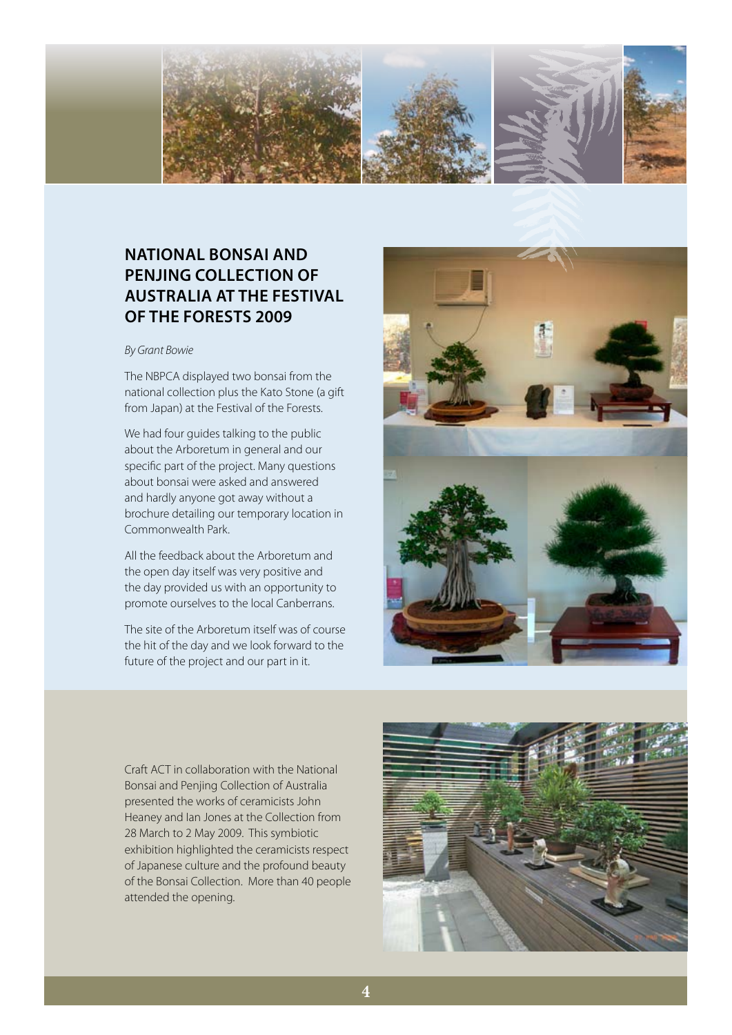## NATIONAL BONSAI AND PENJING COLLECTION OF AUSTRALIA AT THE FESTIVAL OF THE FORESTS 2009

*By Grant Bowie*

The NBPCA displayed two bonsai from the national collection plus the Kato Stone (a gift from Japan) at the Festival of the Forests.

We had four guides talking to the public about the Arboretum in general and our specific part of the project. Many questions about bonsai were asked and answered and hardly anyone got away without a brochure detailing our temporary location in Commonwealth Park.

All the feedback about the Arboretum and the open day itself was very positive and the day provided us with an opportunity to promote ourselves to the local Canberrans.

The site of the Arboretum itself was of course the hit of the day and we look forward to the future of the project and our part in it.

Craft ACT in collaboration with the National Bonsai and Penjing Collection of Australia presented the works of ceramicists John Heaney and Ian Jones at the Collection from 28 March to 2 May 2009. This symbiotic exhibition highlighted the ceramicists respect of Japanese culture and the profound beauty of the Bonsai Collection. More than 40 people attended the opening.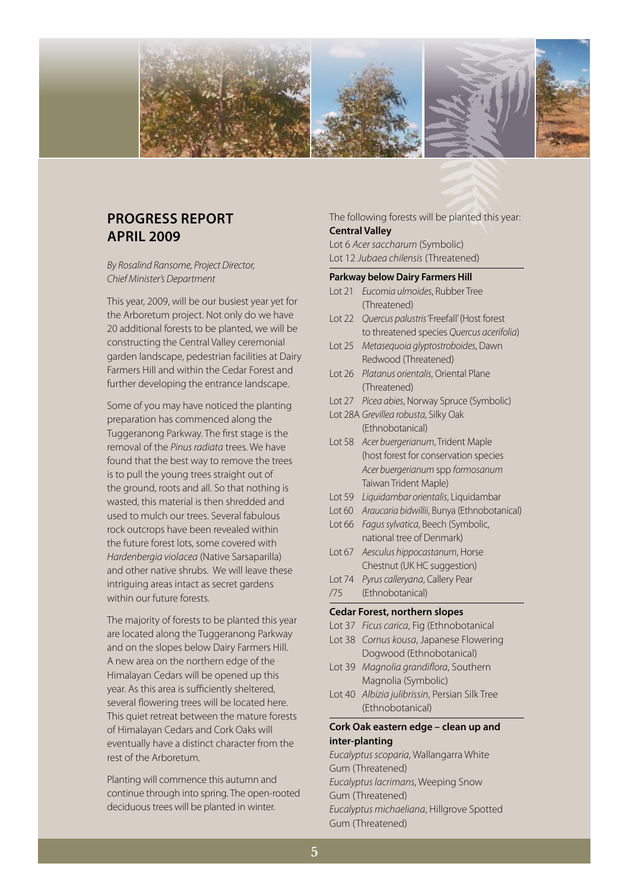## PROGRESS REPORT APRIL 2009

*By Rosalind Ransome, Project Director, Chief Minister's Department*

This year, 2009, will be our busiest year yet for the Arboretum project. Not only do we have 20 additional forests to be planted, we will be constructing the Central Valley ceremonial garden landscape, pedestrian facilities at Dairy Farmers Hill and within the Cedar Forest and further developing the entrance landscape.

Some of you may have noticed the planting preparation has commenced along the Tuggeranong Parkway. The first stage is the removal of the *Pinus radiata* trees. We have found that the best way to remove the trees is to pull the young trees straight out of the ground, roots and all. So that nothing is wasted, this material is then shredded and used to mulch our trees. Several fabulous rock outcrops have been revealed within the future forest lots, some covered with *Hardenbergia violacea* (Native Sarsaparilla) and other native shrubs. We will leave these intriguing areas intact as secret gardens within our future forests.

The majority of forests to be planted this year are located along the Tuggeranong Parkway and on the slopes below Dairy Farmers Hill. A new area on the northern edge of the Himalayan Cedars will be opened up this year. As this area is sufficiently sheltered, several flowering trees will be located here. This quiet retreat between the mature forests of Himalayan Cedars and Cork Oaks will eventually have a distinct character from the rest of the Arboretum.

Planting will commence this autumn and continue through into spring. The open-rooted deciduous trees will be planted in winter.

The following forests will be planted this year:

**Central Valley**

Lot 6 *Acer saccharum* (Symbolic)
Lot 12 *Jubaea chilensis* (Threatened)

**Parkway below Dairy Farmers Hill**

- Lot 21 *Eucomia ulmoides*, Rubber Tree (Threatened)
- Lot 22 *Quercus palustris* 'Freefall' (Host forest to threatened species *Quercus acerifolia*)
- Lot 25 *Metasequoia glyptostroboides*, Dawn Redwood (Threatened)
- Lot 26 *Platanus orientalis*, Oriental Plane (Threatened)
- Lot 27 *Picea abies*, Norway Spruce (Symbolic)
- Lot 28A *Grevillea robusta*, Silky Oak (Ethnobotanical)
- Lot 58 *Acer buergerianum*, Trident Maple (host forest for conservation species *Acer buergerianum* spp *formosanum* Taiwan Trident Maple)
- Lot 59 *Liquidambar orientalis*, Liquidambar
- Lot 60 *Araucaria bidwillii*, Bunya (Ethnobotanical)
- Lot 66 *Fagus sylvatica*, Beech (Symbolic, national tree of Denmark)
- Lot 67 *Aesculus hippocastanum*, Horse Chestnut (UK HC suggestion)
- Lot 74/75 *Pyrus calleryana*, Callery Pear (Ethnobotanical)

**Cedar Forest, northern slopes**

- Lot 37 *Ficus carica*, Fig (Ethnobotanical
- Lot 38 *Cornus kousa*, Japanese Flowering Dogwood (Ethnobotanical)
- Lot 39 *Magnolia grandiflora*, Southern Magnolia (Symbolic)
- Lot 40 *Albizia julibrissin*, Persian Silk Tree (Ethnobotanical)

**Cork Oak eastern edge – clean up and inter-planting**

*Eucalyptus scoparia*, Wallangarra White Gum (Threatened)
*Eucalyptus lacrimans*, Weeping Snow Gum (Threatened)
*Eucalyptus michaeliana*, Hillgrove Spotted Gum (Threatened)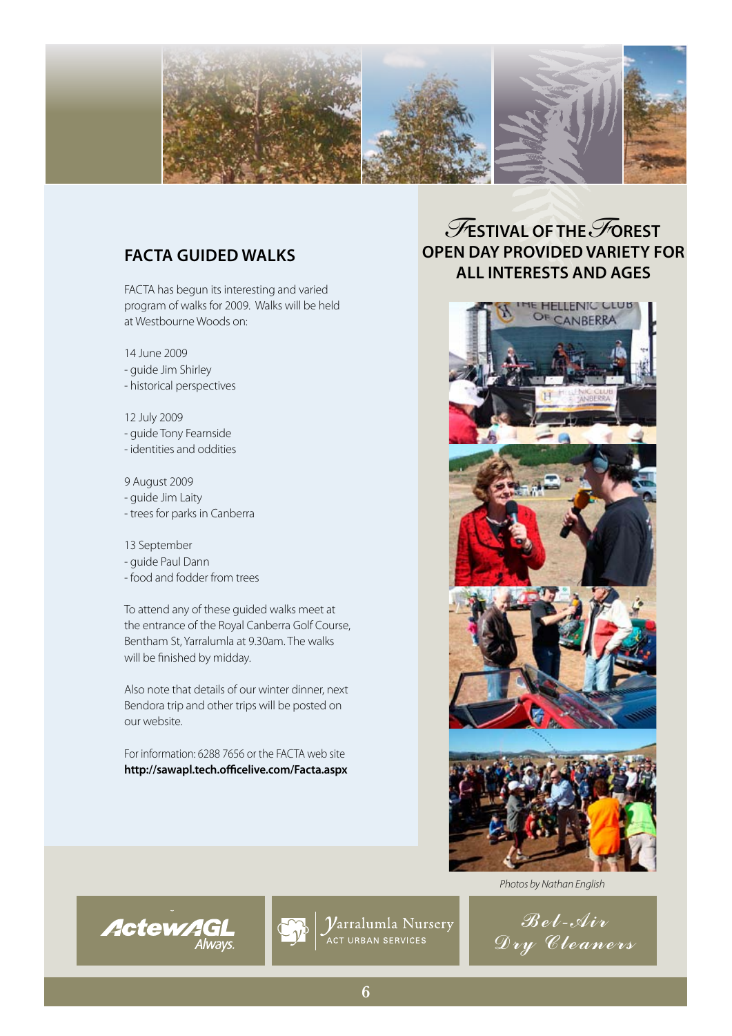## FACTA GUIDED WALKS

FACTA has begun its interesting and varied program of walks for 2009. Walks will be held at Westbourne Woods on:

14 June 2009
- guide Jim Shirley
- historical perspectives

12 July 2009
- guide Tony Fearnside
- identities and oddities

9 August 2009
- guide Jim Laity
- trees for parks in Canberra

13 September
- guide Paul Dann
- food and fodder from trees

To attend any of these guided walks meet at the entrance of the Royal Canberra Golf Course, Bentham St, Yarralumla at 9.30am. The walks will be finished by midday.

Also note that details of our winter dinner, next Bendora trip and other trips will be posted on our website.

For information: 6288 7656 or the FACTA web site
**http://sawapl.tech.officelive.com/Facta.aspx**

## FESTIVAL OF THE FOREST OPEN DAY PROVIDED VARIETY FOR ALL INTERESTS AND AGES

*Photos by Nathan English*

ActewAGL Always.

Yarralumla Nursery ACT URBAN SERVICES

Bel-Air Dry Cleaners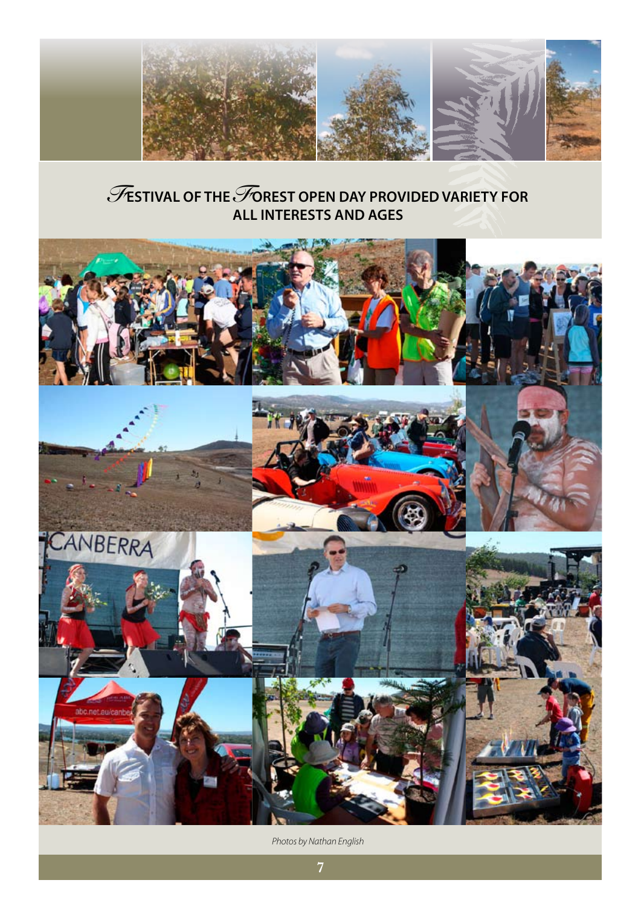# FESTIVAL OF THE FOREST OPEN DAY PROVIDED VARIETY FOR ALL INTERESTS AND AGES

*Photos by Nathan English*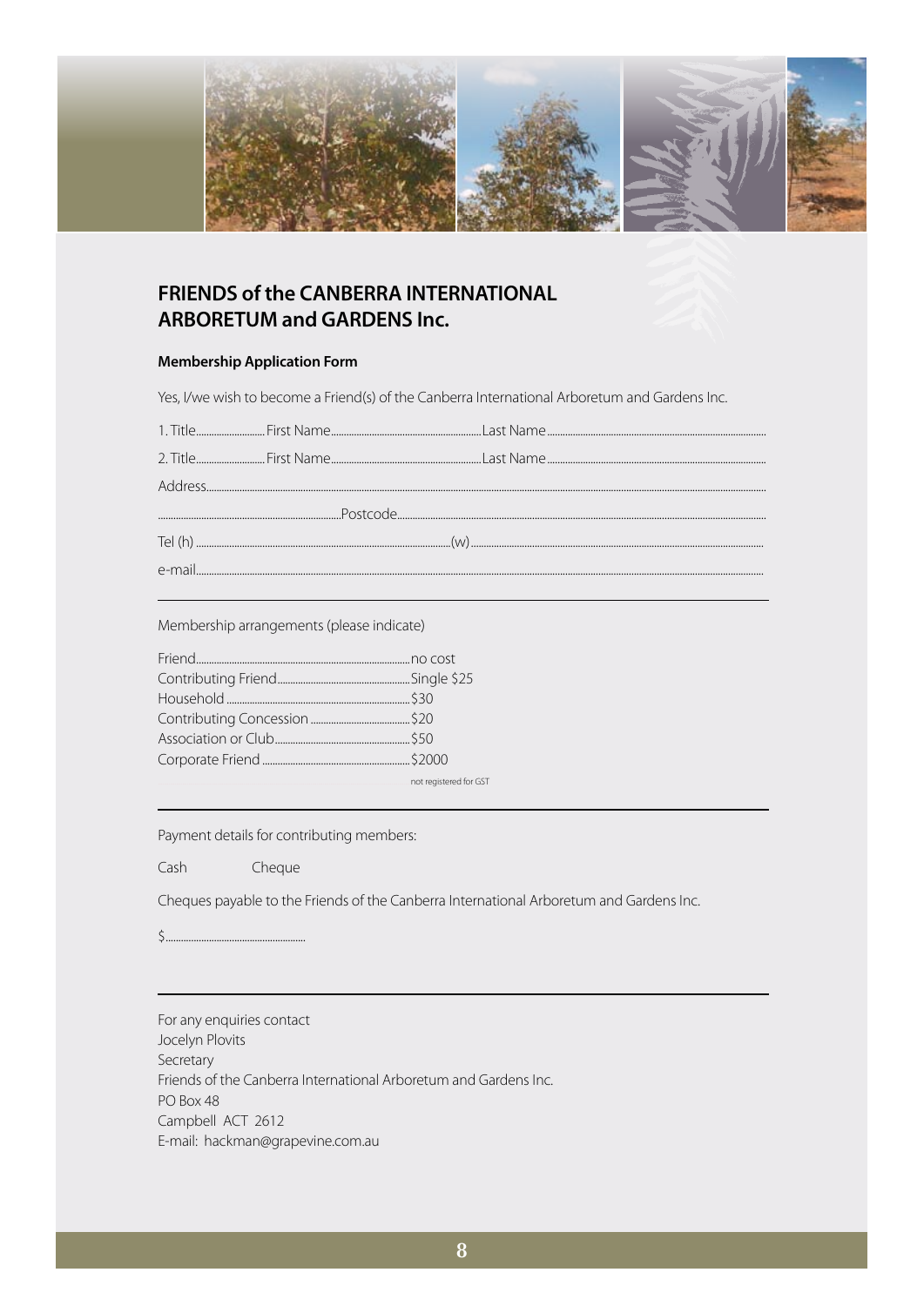## FRIENDS of the CANBERRA INTERNATIONAL ARBORETUM and GARDENS Inc.

**Membership Application Form**

Yes, I/we wish to become a Friend(s) of the Canberra International Arboretum and Gardens Inc.

1. Title.................. First Name.................................... Last Name....................................................

2. Title.................. First Name.................................... Last Name....................................................

Address..........................................................................................................................................

..................................................Postcode...................................................................................

Tel (h) ............................................................(w) ......................................................................

e-mail............................................................................................................................................

---

Membership arrangements (please indicate)

Friend.......................................................no cost
Contributing Friend...................................Single $25
Household .................................................$30
Contributing Concession ..........................$20
Association or Club...................................$50
Corporate Friend .......................................$2000

not registered for GST

---

Payment details for contributing members:

Cash  Cheque

Cheques payable to the Friends of the Canberra International Arboretum and Gardens Inc.

$...........................................

---

For any enquiries contact
Jocelyn Plovits
Secretary
Friends of the Canberra International Arboretum and Gardens Inc.
PO Box 48
Campbell ACT 2612
E-mail: hackman@grapevine.com.au